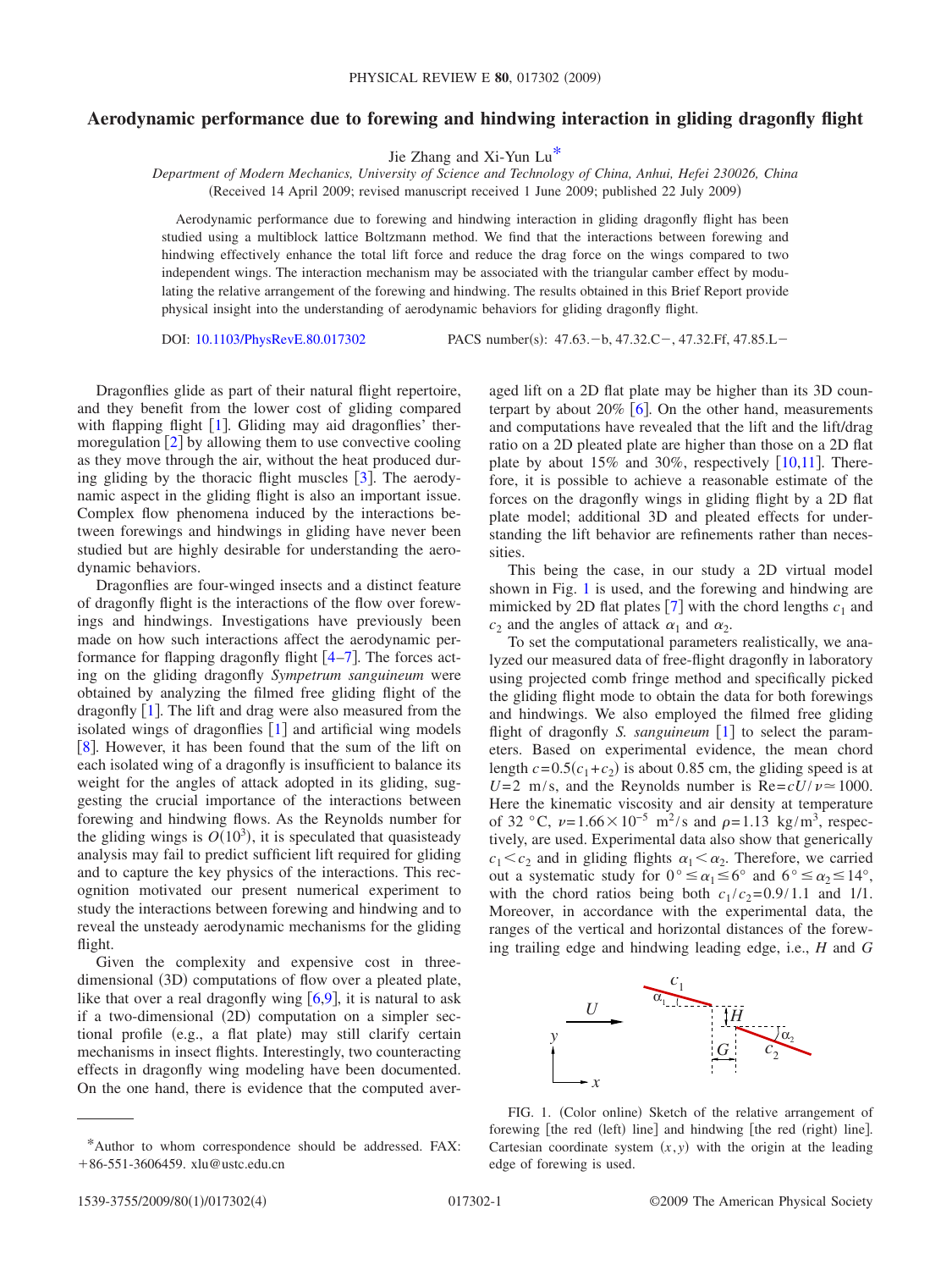# Aerodynamic performance due to forewing and hindwing interaction in gliding dragonfly flight

Jie Zhang and Xi-Yun Lu*

*Department of Modern Mechanics, University of Science and Technology of China, Anhui, Hefei 230026, China*

(Received 14 April 2009; revised manuscript received 1 June 2009; published 22 July 2009)

Aerodynamic performance due to forewing and hindwing interaction in gliding dragonfly flight has been studied using a multiblock lattice Boltzmann method. We find that the interactions between forewing and hindwing effectively enhance the total lift force and reduce the drag force on the wings compared to two independent wings. The interaction mechanism may be associated with the triangular camber effect by modulating the relative arrangement of the forewing and hindwing. The results obtained in this Brief Report provide physical insight into the understanding of aerodynamic behaviors for gliding dragonfly flight.

DOI: 10.1103/PhysRevE.80.017302 PACS number(s): 47.63.−b, 47.32.C−, 47.32.Ff, 47.85.L−

Dragonflies glide as part of their natural flight repertoire, and they benefit from the lower cost of gliding compared with flapping flight [1]. Gliding may aid dragonflies' thermoregulation [2] by allowing them to use convective cooling as they move through the air, without the heat produced during gliding by the thoracic flight muscles [3]. The aerodynamic aspect in the gliding flight is also an important issue. Complex flow phenomena induced by the interactions between forewings and hindwings in gliding have never been studied but are highly desirable for understanding the aerodynamic behaviors.

Dragonflies are four-winged insects and a distinct feature of dragonfly flight is the interactions of the flow over forewings and hindwings. Investigations have previously been made on how such interactions affect the aerodynamic performance for flapping dragonfly flight [4–7]. The forces acting on the gliding dragonfly *Sympetrum sanguineum* were obtained by analyzing the filmed free gliding flight of the dragonfly [1]. The lift and drag were also measured from the isolated wings of dragonflies [1] and artificial wing models [8]. However, it has been found that the sum of the lift on each isolated wing of a dragonfly is insufficient to balance its weight for the angles of attack adopted in its gliding, suggesting the crucial importance of the interactions between forewing and hindwing flows. As the Reynolds number for the gliding wings is $O(10^3)$, it is speculated that quasisteady analysis may fail to predict sufficient lift required for gliding and to capture the key physics of the interactions. This recognition motivated our present numerical experiment to study the interactions between forewing and hindwing and to reveal the unsteady aerodynamic mechanisms for the gliding flight.

Given the complexity and expensive cost in three-dimensional (3D) computations of flow over a pleated plate, like that over a real dragonfly wing [6,9], it is natural to ask if a two-dimensional (2D) computation on a simpler sectional profile (e.g., a flat plate) may still clarify certain mechanisms in insect flights. Interestingly, two counteracting effects in dragonfly wing modeling have been documented. On the one hand, there is evidence that the computed averaged lift on a 2D flat plate may be higher than its 3D counterpart by about 20% [6]. On the other hand, measurements and computations have revealed that the lift and the lift/drag ratio on a 2D pleated plate are higher than those on a 2D flat plate by about 15% and 30%, respectively [10,11]. Therefore, it is possible to achieve a reasonable estimate of the forces on the dragonfly wings in gliding flight by a 2D flat plate model; additional 3D and pleated effects for understanding the lift behavior are refinements rather than necessities.

This being the case, in our study a 2D virtual model shown in Fig. 1 is used, and the forewing and hindwing are mimicked by 2D flat plates [7] with the chord lengths $c_1$ and $c_2$ and the angles of attack $\alpha_1$ and $\alpha_2$.

To set the computational parameters realistically, we analyzed our measured data of free-flight dragonfly in laboratory using projected comb fringe method and specifically picked the gliding flight mode to obtain the data for both forewings and hindwings. We also employed the filmed free gliding flight of dragonfly *S. sanguineum* [1] to select the parameters. Based on experimental evidence, the mean chord length $c=0.5(c_1+c_2)$ is about 0.85 cm, the gliding speed is at $U=2$ m/s, and the Reynolds number is $\mathrm{Re}=cU/\nu \simeq 1000$. Here the kinematic viscosity and air density at temperature of 32 °C, $\nu=1.66\times10^{-5}$ m$^2$/s and $\rho=1.13$ kg/m$^3$, respectively, are used. Experimental data also show that generically $c_1<c_2$ and in gliding flights $\alpha_1<\alpha_2$. Therefore, we carried out a systematic study for $0°\leq\alpha_1\leq 6°$ and $6°\leq\alpha_2\leq 14°$, with the chord ratios being both $c_1/c_2=0.9/1.1$ and 1/1. Moreover, in accordance with the experimental data, the ranges of the vertical and horizontal distances of the forewing trailing edge and hindwing leading edge, i.e., $H$ and $G$

FIG. 1. (Color online) Sketch of the relative arrangement of forewing [the red (left) line] and hindwing [the red (right) line]. Cartesian coordinate system $(x,y)$ with the origin at the leading edge of forewing is used.

*Author to whom correspondence should be addressed. FAX: +86-551-3606459. xlu@ustc.edu.cn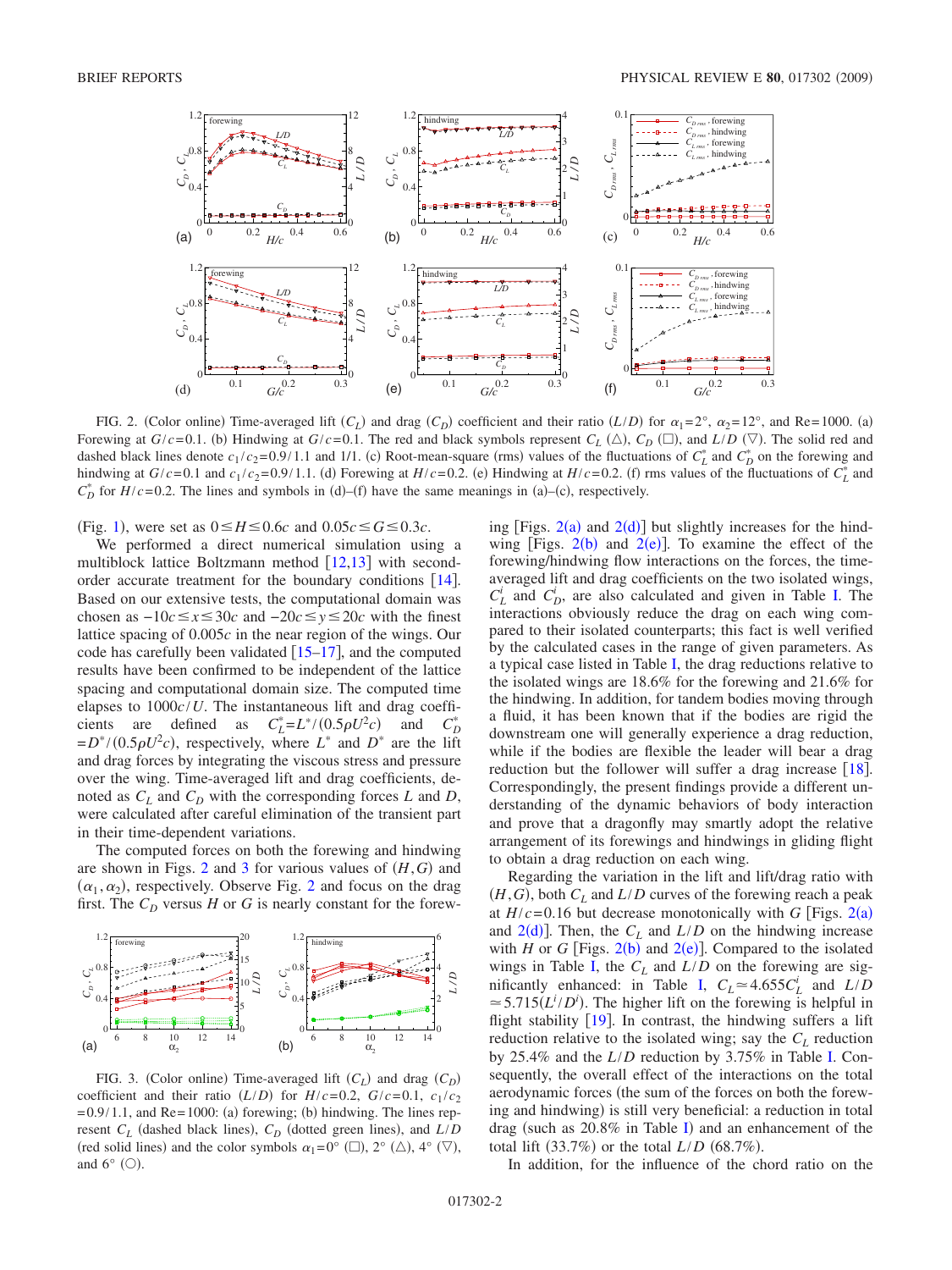FIG. 2. (Color online) Time-averaged lift ($C_L$) and drag ($C_D$) coefficient and their ratio ($L/D$) for $\alpha_1=2°$, $\alpha_2=12°$, and Re=1000. (a) Forewing at $G/c=0.1$. (b) Hindwing at $G/c=0.1$. The red and black symbols represent $C_L$ (△), $C_D$ (□), and $L/D$ (▽). The solid red and dashed black lines denote $c_1/c_2=0.9/1.1$ and 1/1. (c) Root-mean-square (rms) values of the fluctuations of $C_L^*$ and $C_D^*$ on the forewing and hindwing at $G/c=0.1$ and $c_1/c_2=0.9/1.1$. (d) Forewing at $H/c=0.2$. (e) Hindwing at $H/c=0.2$. (f) rms values of the fluctuations of $C_L^*$ and $C_D^*$ for $H/c=0.2$. The lines and symbols in (d)–(f) have the same meanings in (a)–(c), respectively.

(Fig. 1), were set as $0 \le H \le 0.6c$ and $0.05c \le G \le 0.3c$.

We performed a direct numerical simulation using a multiblock lattice Boltzmann method [12,13] with second-order accurate treatment for the boundary conditions [14]. Based on our extensive tests, the computational domain was chosen as $-10c \le x \le 30c$ and $-20c \le y \le 20c$ with the finest lattice spacing of $0.005c$ in the near region of the wings. Our code has carefully been validated [15–17], and the computed results have been confirmed to be independent of the lattice spacing and computational domain size. The computed time elapses to $1000c/U$. The instantaneous lift and drag coefficients are defined as $C_L^*=L^*/(0.5\rho U^2 c)$ and $C_D^*=D^*/(0.5\rho U^2 c)$, respectively, where $L^*$ and $D^*$ are the lift and drag forces by integrating the viscous stress and pressure over the wing. Time-averaged lift and drag coefficients, denoted as $C_L$ and $C_D$ with the corresponding forces $L$ and $D$, were calculated after careful elimination of the transient part in their time-dependent variations.

The computed forces on both the forewing and hindwing are shown in Figs. 2 and 3 for various values of $(H,G)$ and $(\alpha_1,\alpha_2)$, respectively. Observe Fig. 2 and focus on the drag first. The $C_D$ versus $H$ or $G$ is nearly constant for the forewing [Figs. 2(a) and 2(d)] but slightly increases for the hindwing [Figs. 2(b) and 2(e)]. To examine the effect of the forewing/hindwing flow interactions on the forces, the time-averaged lift and drag coefficients on the two isolated wings, $C_L^i$ and $C_D^i$, are also calculated and given in Table I. The interactions obviously reduce the drag on each wing compared to their isolated counterparts; this fact is well verified by the calculated cases in the range of given parameters. As a typical case listed in Table I, the drag reductions relative to the isolated wings are 18.6% for the forewing and 21.6% for the hindwing. In addition, for tandem bodies moving through a fluid, it has been known that if the bodies are rigid the downstream one will generally experience a drag reduction, while if the bodies are flexible the leader will bear a drag reduction but the follower will suffer a drag increase [18]. Correspondingly, the present findings provide a different understanding of the dynamic behaviors of body interaction and prove that a dragonfly may smartly adopt the relative arrangement of its forewings and hindwings in gliding flight to obtain a drag reduction on each wing.

Regarding the variation in the lift and lift/drag ratio with $(H,G)$, both $C_L$ and $L/D$ curves of the forewing reach a peak at $H/c=0.16$ but decrease monotonically with $G$ [Figs. 2(a) and 2(d)]. Then, the $C_L$ and $L/D$ on the hindwing increase with $H$ or $G$ [Figs. 2(b) and 2(e)]. Compared to the isolated wings in Table I, the $C_L$ and $L/D$ on the forewing are significantly enhanced: in Table I, $C_L \simeq 4.655 C_L^i$ and $L/D \simeq 5.715(L^i/D^i)$. The higher lift on the forewing is helpful in flight stability [19]. In contrast, the hindwing suffers a lift reduction relative to the isolated wing; say the $C_L$ reduction by 25.4% and the $L/D$ reduction by 3.75% in Table I. Consequently, the overall effect of the interactions on the total aerodynamic forces (the sum of the forces on both the forewing and hindwing) is still very beneficial: a reduction in total drag (such as 20.8% in Table I) and an enhancement of the total lift (33.7%) or the total $L/D$ (68.7%).

FIG. 3. (Color online) Time-averaged lift ($C_L$) and drag ($C_D$) coefficient and their ratio ($L/D$) for $H/c=0.2$, $G/c=0.1$, $c_1/c_2=0.9/1.1$, and Re=1000: (a) forewing; (b) hindwing. The lines represent $C_L$ (dashed black lines), $C_D$ (dotted green lines), and $L/D$ (red solid lines) and the color symbols $\alpha_1=0°$ (□), 2° (△), 4° (▽), and 6° (○).

In addition, for the influence of the chord ratio on the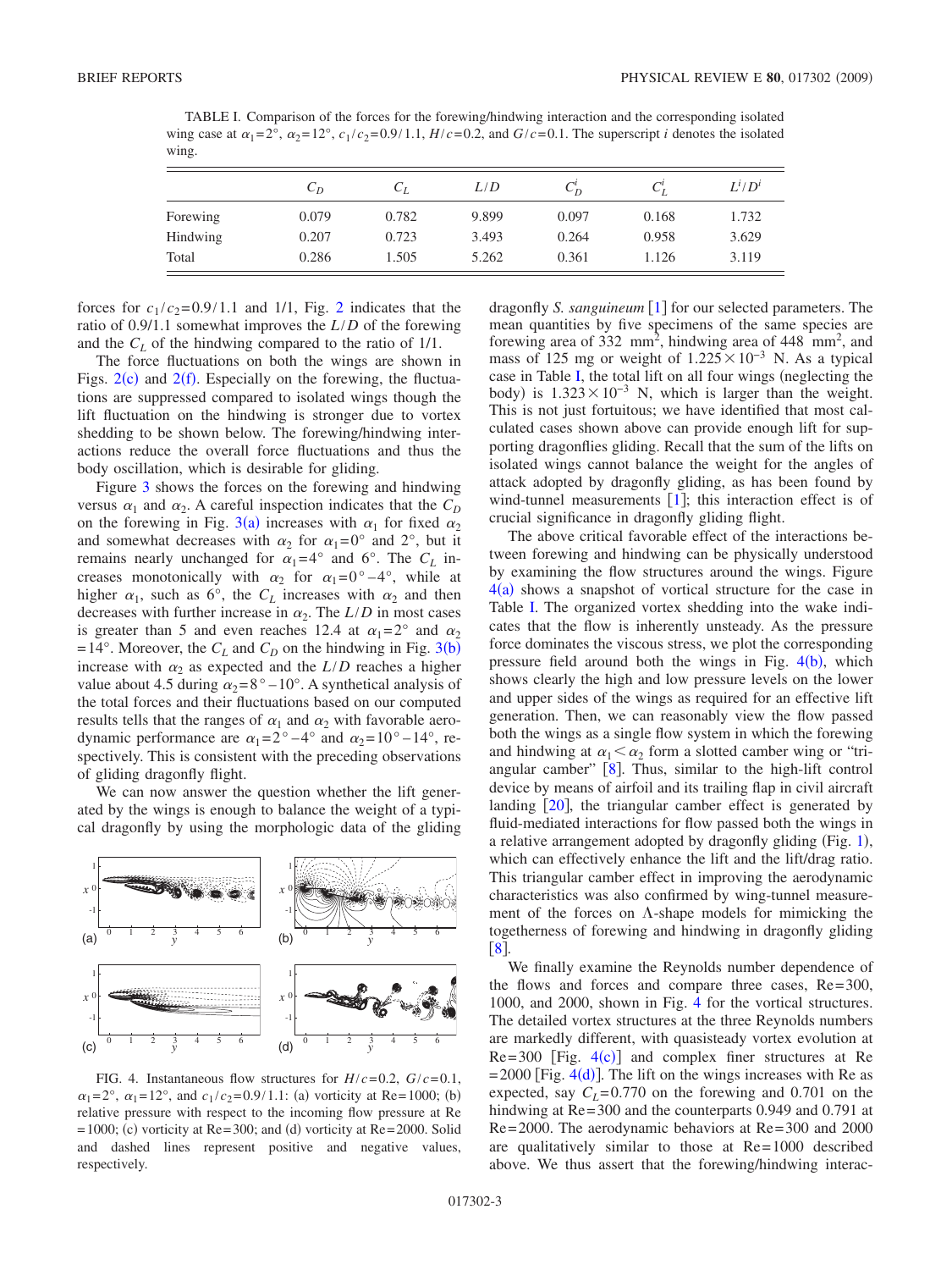TABLE I. Comparison of the forces for the forewing/hindwing interaction and the corresponding isolated wing case at $\alpha_1=2°$, $\alpha_2=12°$, $c_1/c_2=0.9/1.1$, $H/c=0.2$, and $G/c=0.1$. The superscript $i$ denotes the isolated wing.

| | $C_D$ | $C_L$ | $L/D$ | $C_D^i$ | $C_L^i$ | $L^i/D^i$ |
|---|---|---|---|---|---|---|
| Forewing | 0.079 | 0.782 | 9.899 | 0.097 | 0.168 | 1.732 |
| Hindwing | 0.207 | 0.723 | 3.493 | 0.264 | 0.958 | 3.629 |
| Total | 0.286 | 1.505 | 5.262 | 0.361 | 1.126 | 3.119 |

forces for $c_1/c_2=0.9/1.1$ and 1/1, Fig. 2 indicates that the ratio of 0.9/1.1 somewhat improves the $L/D$ of the forewing and the $C_L$ of the hindwing compared to the ratio of 1/1.

The force fluctuations on both the wings are shown in Figs. 2(c) and 2(f). Especially on the forewing, the fluctuations are suppressed compared to isolated wings though the lift fluctuation on the hindwing is stronger due to vortex shedding to be shown below. The forewing/hindwing interactions reduce the overall force fluctuations and thus the body oscillation, which is desirable for gliding.

Figure 3 shows the forces on the forewing and hindwing versus $\alpha_1$ and $\alpha_2$. A careful inspection indicates that the $C_D$ on the forewing in Fig. 3(a) increases with $\alpha_1$ for fixed $\alpha_2$ and somewhat decreases with $\alpha_2$ for $\alpha_1=0°$ and $2°$, but it remains nearly unchanged for $\alpha_1=4°$ and $6°$. The $C_L$ increases monotonically with $\alpha_2$ for $\alpha_1=0°-4°$, while at higher $\alpha_1$, such as $6°$, the $C_L$ increases with $\alpha_2$ and then decreases with further increase in $\alpha_2$. The $L/D$ in most cases is greater than 5 and even reaches 12.4 at $\alpha_1=2°$ and $\alpha_2=14°$. Moreover, the $C_L$ and $C_D$ on the hindwing in Fig. 3(b) increase with $\alpha_2$ as expected and the $L/D$ reaches a higher value about 4.5 during $\alpha_2=8°-10°$. A synthetical analysis of the total forces and their fluctuations based on our computed results tells that the ranges of $\alpha_1$ and $\alpha_2$ with favorable aerodynamic performance are $\alpha_1=2°-4°$ and $\alpha_2=10°-14°$, respectively. This is consistent with the preceding observations of gliding dragonfly flight.

We can now answer the question whether the lift generated by the wings is enough to balance the weight of a typical dragonfly by using the morphologic data of the gliding dragonfly *S. sanguineum* [1] for our selected parameters. The mean quantities by five specimens of the same species are forewing area of 332 mm$^2$, hindwing area of 448 mm$^2$, and mass of 125 mg or weight of $1.225\times10^{-3}$ N. As a typical case in Table I, the total lift on all four wings (neglecting the body) is $1.323\times10^{-3}$ N, which is larger than the weight. This is not just fortuitous; we have identified that most calculated cases shown above can provide enough lift for supporting dragonflies gliding. Recall that the sum of the lifts on isolated wings cannot balance the weight for the angles of attack adopted by dragonfly gliding, as has been found by wind-tunnel measurements [1]; this interaction effect is of crucial significance in dragonfly gliding flight.

The above critical favorable effect of the interactions between forewing and hindwing can be physically understood by examining the flow structures around the wings. Figure 4(a) shows a snapshot of vortical structure for the case in Table I. The organized vortex shedding into the wake indicates that the flow is inherently unsteady. As the pressure force dominates the viscous stress, we plot the corresponding pressure field around both the wings in Fig. 4(b), which shows clearly the high and low pressure levels on the lower and upper sides of the wings as required for an effective lift generation. Then, we can reasonably view the flow passed both the wings as a single flow system in which the forewing and hindwing at $\alpha_1<\alpha_2$ form a slotted camber wing or "triangular camber" [8]. Thus, similar to the high-lift control device by means of airfoil and its trailing flap in civil aircraft landing [20], the triangular camber effect is generated by fluid-mediated interactions for flow passed both the wings in a relative arrangement adopted by dragonfly gliding (Fig. 1), which can effectively enhance the lift and the lift/drag ratio. This triangular camber effect in improving the aerodynamic characteristics was also confirmed by wing-tunnel measurement of the forces on Λ-shape models for mimicking the togetherness of forewing and hindwing in dragonfly gliding [8].

FIG. 4. Instantaneous flow structures for $H/c=0.2$, $G/c=0.1$, $\alpha_1=2°$, $\alpha_1=12°$, and $c_1/c_2=0.9/1.1$: (a) vorticity at Re=1000; (b) relative pressure with respect to the incoming flow pressure at Re=1000; (c) vorticity at Re=300; and (d) vorticity at Re=2000. Solid and dashed lines represent positive and negative values, respectively.

We finally examine the Reynolds number dependence of the flows and forces and compare three cases, Re=300, 1000, and 2000, shown in Fig. 4 for the vortical structures. The detailed vortex structures at the three Reynolds numbers are markedly different, with quasisteady vortex evolution at Re=300 [Fig. 4(c)] and complex finer structures at Re=2000 [Fig. 4(d)]. The lift on the wings increases with Re as expected, say $C_L=0.770$ on the forewing and 0.701 on the hindwing at Re=300 and the counterparts 0.949 and 0.791 at Re=2000. The aerodynamic behaviors at Re=300 and 2000 are qualitatively similar to those at Re=1000 described above. We thus assert that the forewing/hindwing interac-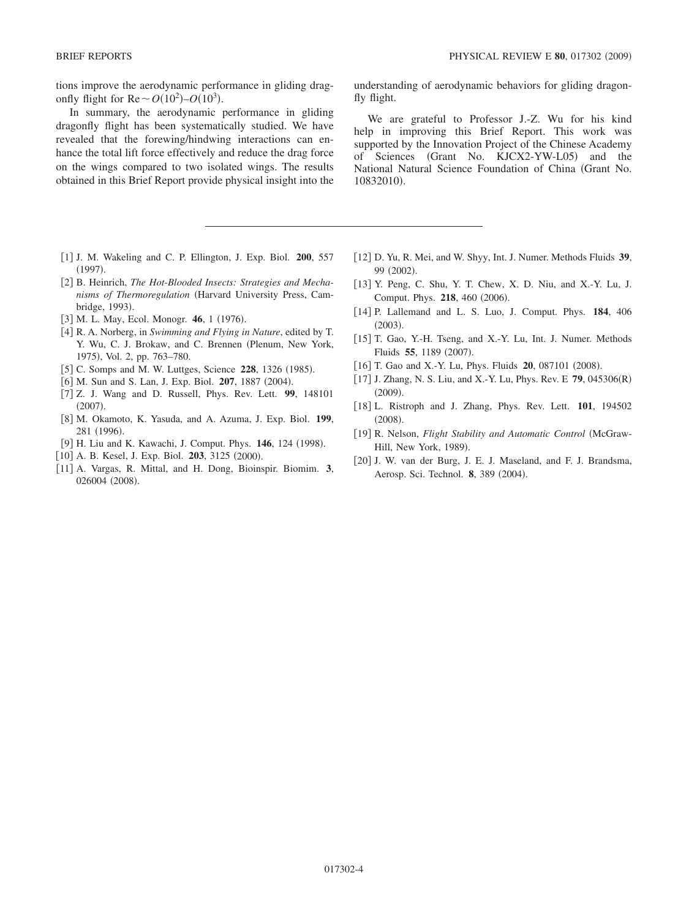tions improve the aerodynamic performance in gliding dragonfly flight for $\mathrm{Re} \sim O(10^2)$–$O(10^3)$.

In summary, the aerodynamic performance in gliding dragonfly flight has been systematically studied. We have revealed that the forewing/hindwing interactions can enhance the total lift force effectively and reduce the drag force on the wings compared to two isolated wings. The results obtained in this Brief Report provide physical insight into the understanding of aerodynamic behaviors for gliding dragonfly flight.

We are grateful to Professor J.-Z. Wu for his kind help in improving this Brief Report. This work was supported by the Innovation Project of the Chinese Academy of Sciences (Grant No. KJCX2-YW-L05) and the National Natural Science Foundation of China (Grant No. 10832010).

---

[1] J. M. Wakeling and C. P. Ellington, J. Exp. Biol. **200**, 557 (1997).

[2] B. Heinrich, *The Hot-Blooded Insects: Strategies and Mechanisms of Thermoregulation* (Harvard University Press, Cambridge, 1993).

[3] M. L. May, Ecol. Monogr. **46**, 1 (1976).

[4] R. A. Norberg, in *Swimming and Flying in Nature*, edited by T. Y. Wu, C. J. Brokaw, and C. Brennen (Plenum, New York, 1975), Vol. 2, pp. 763–780.

[5] C. Somps and M. W. Luttges, Science **228**, 1326 (1985).

[6] M. Sun and S. Lan, J. Exp. Biol. **207**, 1887 (2004).

[7] Z. J. Wang and D. Russell, Phys. Rev. Lett. **99**, 148101 (2007).

[8] M. Okamoto, K. Yasuda, and A. Azuma, J. Exp. Biol. **199**, 281 (1996).

[9] H. Liu and K. Kawachi, J. Comput. Phys. **146**, 124 (1998).

[10] A. B. Kesel, J. Exp. Biol. **203**, 3125 (2000).

[11] A. Vargas, R. Mittal, and H. Dong, Bioinspir. Biomim. **3**, 026004 (2008).

[12] D. Yu, R. Mei, and W. Shyy, Int. J. Numer. Methods Fluids **39**, 99 (2002).

[13] Y. Peng, C. Shu, Y. T. Chew, X. D. Niu, and X.-Y. Lu, J. Comput. Phys. **218**, 460 (2006).

[14] P. Lallemand and L. S. Luo, J. Comput. Phys. **184**, 406 (2003).

[15] T. Gao, Y.-H. Tseng, and X.-Y. Lu, Int. J. Numer. Methods Fluids **55**, 1189 (2007).

[16] T. Gao and X.-Y. Lu, Phys. Fluids **20**, 087101 (2008).

[17] J. Zhang, N. S. Liu, and X.-Y. Lu, Phys. Rev. E **79**, 045306(R) (2009).

[18] L. Ristroph and J. Zhang, Phys. Rev. Lett. **101**, 194502 (2008).

[19] R. Nelson, *Flight Stability and Automatic Control* (McGraw-Hill, New York, 1989).

[20] J. W. van der Burg, J. E. J. Maseland, and F. J. Brandsma, Aerosp. Sci. Technol. **8**, 389 (2004).